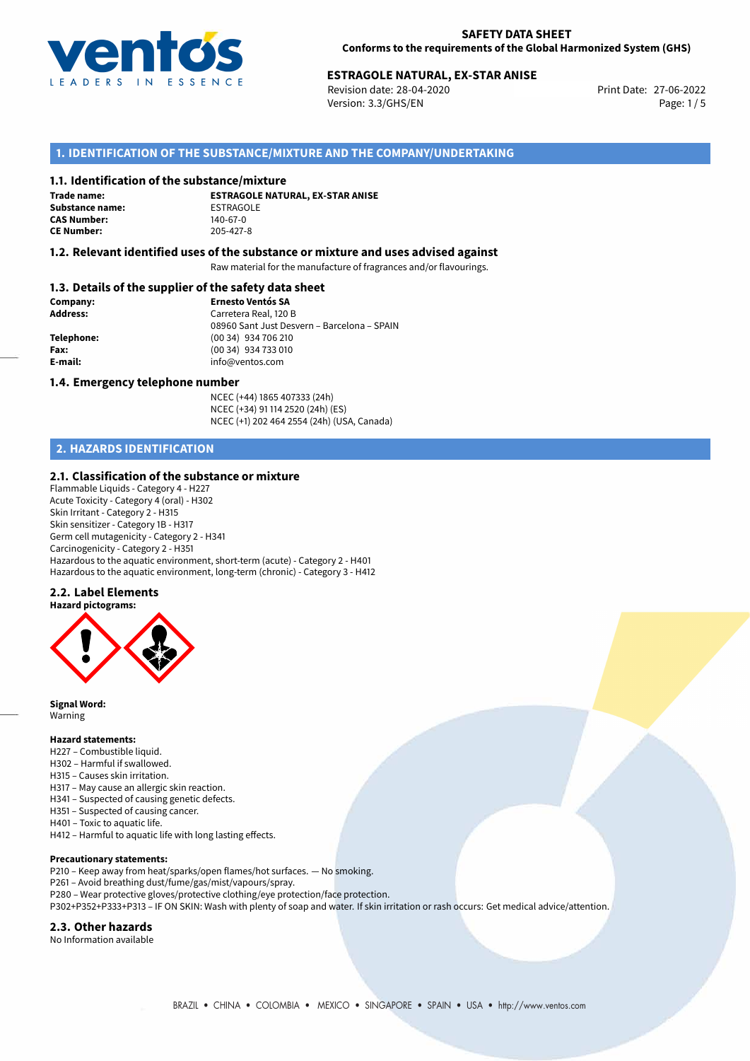**SAFETY DATA SHEET**
**Conforms to the requirements of the Global Harmonized System (GHS)**

**ESTRAGOLE NATURAL, EX-STAR ANISE**

Revision date: 28-04-2020
Version: 3.3/GHS/EN
Print Date: 27-06-2022

## 1. IDENTIFICATION OF THE SUBSTANCE/MIXTURE AND THE COMPANY/UNDERTAKING

### 1.1. Identification of the substance/mixture

| | |
|---|---|
| **Trade name:** | **ESTRAGOLE NATURAL, EX-STAR ANISE** |
| **Substance name:** | ESTRAGOLE |
| **CAS Number:** | 140-67-0 |
| **CE Number:** | 205-427-8 |

### 1.2. Relevant identified uses of the substance or mixture and uses advised against

Raw material for the manufacture of fragrances and/or flavourings.

### 1.3. Details of the supplier of the safety data sheet

| | |
|---|---|
| **Company:** | **Ernesto Ventós SA** |
| **Address:** | Carretera Real, 120 B<br>08960 Sant Just Desvern – Barcelona – SPAIN |
| **Telephone:** | (00 34) 934 706 210 |
| **Fax:** | (00 34) 934 733 010 |
| **E-mail:** | info@ventos.com |

### 1.4. Emergency telephone number

NCEC (+44) 1865 407333 (24h)
NCEC (+34) 91 114 2520 (24h) (ES)
NCEC (+1) 202 464 2554 (24h) (USA, Canada)

## 2. HAZARDS IDENTIFICATION

### 2.1. Classification of the substance or mixture

Flammable Liquids - Category 4 - H227
Acute Toxicity - Category 4 (oral) - H302
Skin Irritant - Category 2 - H315
Skin sensitizer - Category 1B - H317
Germ cell mutagenicity - Category 2 - H341
Carcinogenicity - Category 2 - H351
Hazardous to the aquatic environment, short-term (acute) - Category 2 - H401
Hazardous to the aquatic environment, long-term (chronic) - Category 3 - H412

### 2.2. Label Elements

**Hazard pictograms:**

**Signal Word:**
Warning

**Hazard statements:**
H227 – Combustible liquid.
H302 – Harmful if swallowed.
H315 – Causes skin irritation.
H317 – May cause an allergic skin reaction.
H341 – Suspected of causing genetic defects.
H351 – Suspected of causing cancer.
H401 – Toxic to aquatic life.
H412 – Harmful to aquatic life with long lasting effects.

**Precautionary statements:**
P210 – Keep away from heat/sparks/open flames/hot surfaces. — No smoking.
P261 – Avoid breathing dust/fume/gas/mist/vapours/spray.
P280 – Wear protective gloves/protective clothing/eye protection/face protection.
P302+P352+P333+P313 – IF ON SKIN: Wash with plenty of soap and water. If skin irritation or rash occurs: Get medical advice/attention.

### 2.3. Other hazards

No Information available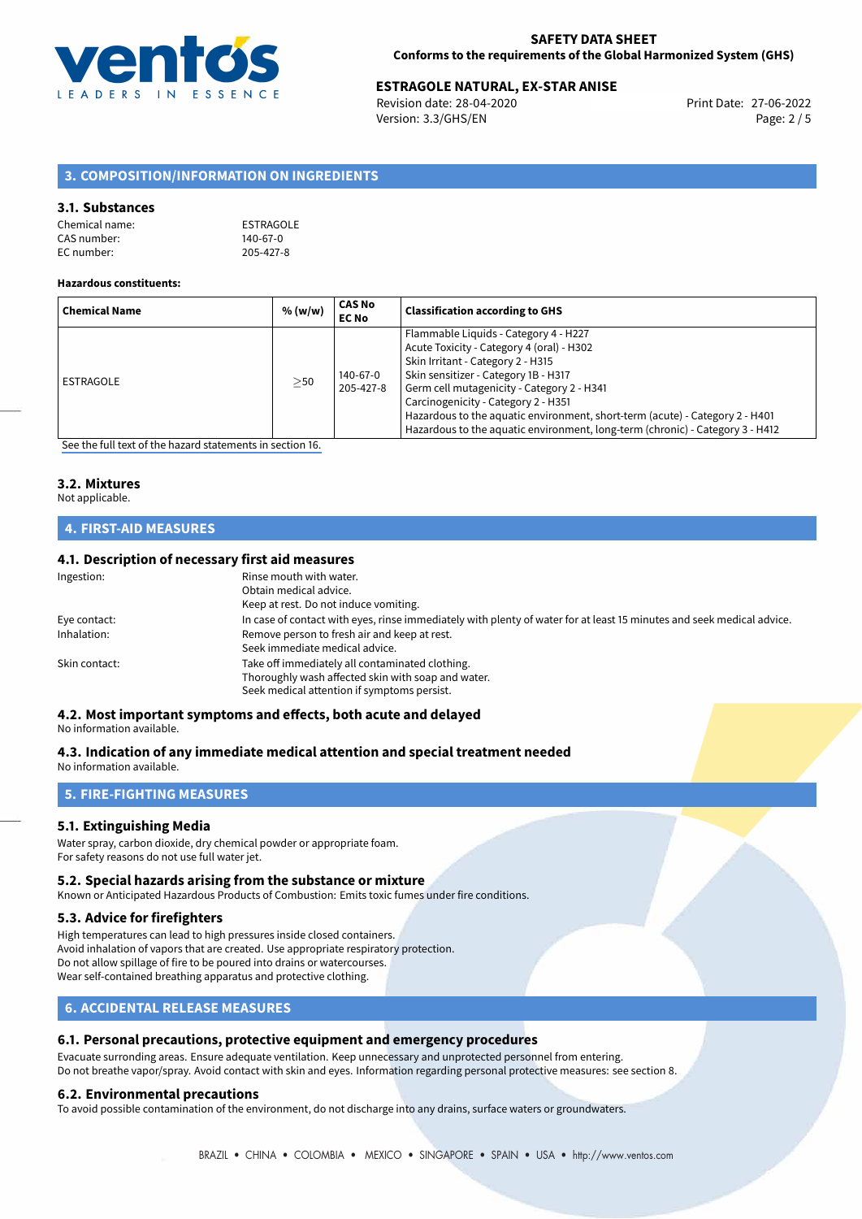## 3. COMPOSITION/INFORMATION ON INGREDIENTS

### 3.1. Substances

Chemical name: ESTRAGOLE
CAS number: 140-67-0
EC number: 205-427-8

**Hazardous constituents:**

| Chemical Name | % (w/w) | CAS No EC No | Classification according to GHS |
|---|---|---|---|
| ESTRAGOLE | ≥50 | 140-67-0 205-427-8 | Flammable Liquids - Category 4 - H227<br>Acute Toxicity - Category 4 (oral) - H302<br>Skin Irritant - Category 2 - H315<br>Skin sensitizer - Category 1B - H317<br>Germ cell mutagenicity - Category 2 - H341<br>Carcinogenicity - Category 2 - H351<br>Hazardous to the aquatic environment, short-term (acute) - Category 2 - H401<br>Hazardous to the aquatic environment, long-term (chronic) - Category 3 - H412 |

See the full text of the hazard statements in section 16.

### 3.2. Mixtures

Not applicable.

## 4. FIRST-AID MEASURES

### 4.1. Description of necessary first aid measures

Ingestion: Rinse mouth with water.
Obtain medical advice.
Keep at rest. Do not induce vomiting.

Eye contact: In case of contact with eyes, rinse immediately with plenty of water for at least 15 minutes and seek medical advice.

Inhalation: Remove person to fresh air and keep at rest.
Seek immediate medical advice.

Skin contact: Take off immediately all contaminated clothing.
Thoroughly wash affected skin with soap and water.
Seek medical attention if symptoms persist.

### 4.2. Most important symptoms and effects, both acute and delayed

No information available.

### 4.3. Indication of any immediate medical attention and special treatment needed

No information available.

## 5. FIRE-FIGHTING MEASURES

### 5.1. Extinguishing Media

Water spray, carbon dioxide, dry chemical powder or appropriate foam.
For safety reasons do not use full water jet.

### 5.2. Special hazards arising from the substance or mixture

Known or Anticipated Hazardous Products of Combustion: Emits toxic fumes under fire conditions.

### 5.3. Advice for firefighters

High temperatures can lead to high pressures inside closed containers.
Avoid inhalation of vapors that are created. Use appropriate respiratory protection.
Do not allow spillage of fire to be poured into drains or watercourses.
Wear self-contained breathing apparatus and protective clothing.

## 6. ACCIDENTAL RELEASE MEASURES

### 6.1. Personal precautions, protective equipment and emergency procedures

Evacuate surrounding areas. Ensure adequate ventilation. Keep unnecessary and unprotected personnel from entering.
Do not breathe vapor/spray. Avoid contact with skin and eyes. Information regarding personal protective measures: see section 8.

### 6.2. Environmental precautions

To avoid possible contamination of the environment, do not discharge into any drains, surface waters or groundwaters.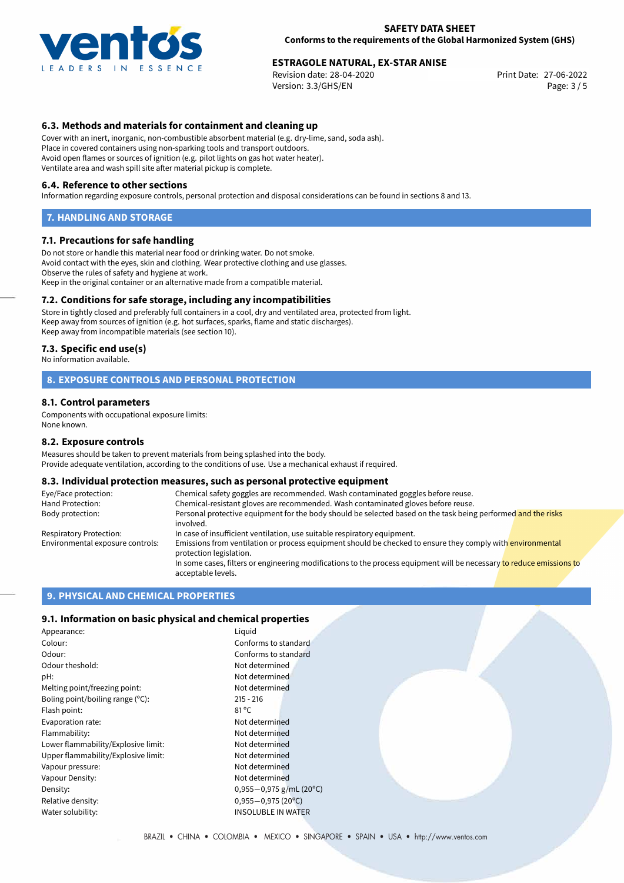### 6.3. Methods and materials for containment and cleaning up

Cover with an inert, inorganic, non-combustible absorbent material (e.g. dry-lime, sand, soda ash).
Place in covered containers using non-sparking tools and transport outdoors.
Avoid open flames or sources of ignition (e.g. pilot lights on gas hot water heater).
Ventilate area and wash spill site after material pickup is complete.

### 6.4. Reference to other sections

Information regarding exposure controls, personal protection and disposal considerations can be found in sections 8 and 13.

## 7. HANDLING AND STORAGE

### 7.1. Precautions for safe handling

Do not store or handle this material near food or drinking water. Do not smoke.
Avoid contact with the eyes, skin and clothing. Wear protective clothing and use glasses.
Observe the rules of safety and hygiene at work.
Keep in the original container or an alternative made from a compatible material.

### 7.2. Conditions for safe storage, including any incompatibilities

Store in tightly closed and preferably full containers in a cool, dry and ventilated area, protected from light.
Keep away from sources of ignition (e.g. hot surfaces, sparks, flame and static discharges).
Keep away from incompatible materials (see section 10).

### 7.3. Specific end use(s)

No information available.

## 8. EXPOSURE CONTROLS AND PERSONAL PROTECTION

### 8.1. Control parameters

Components with occupational exposure limits:
None known.

### 8.2. Exposure controls

Measures should be taken to prevent materials from being splashed into the body.
Provide adequate ventilation, according to the conditions of use. Use a mechanical exhaust if required.

### 8.3. Individual protection measures, such as personal protective equipment

| | |
|---|---|
| Eye/Face protection: | Chemical safety goggles are recommended. Wash contaminated goggles before reuse. |
| Hand Protection: | Chemical-resistant gloves are recommended. Wash contaminated gloves before reuse. |
| Body protection: | Personal protective equipment for the body should be selected based on the task being performed and the risks involved. |
| Respiratory Protection: | In case of insufficient ventilation, use suitable respiratory equipment. |
| Environmental exposure controls: | Emissions from ventilation or process equipment should be checked to ensure they comply with environmental protection legislation. In some cases, filters or engineering modifications to the process equipment will be necessary to reduce emissions to acceptable levels. |

## 9. PHYSICAL AND CHEMICAL PROPERTIES

### 9.1. Information on basic physical and chemical properties

| | |
|---|---|
| Appearance: | Liquid |
| Colour: | Conforms to standard |
| Odour: | Conforms to standard |
| Odour theshold: | Not determined |
| pH: | Not determined |
| Melting point/freezing point: | Not determined |
| Boling point/boiling range (°C): | 215 - 216 |
| Flash point: | 81 °C |
| Evaporation rate: | Not determined |
| Flammability: | Not determined |
| Lower flammability/Explosive limit: | Not determined |
| Upper flammability/Explosive limit: | Not determined |
| Vapour pressure: | Not determined |
| Vapour Density: | Not determined |
| Density: | 0,955−0,975 g/mL (20°C) |
| Relative density: | 0,955−0,975 (20°C) |
| Water solubility: | INSOLUBLE IN WATER |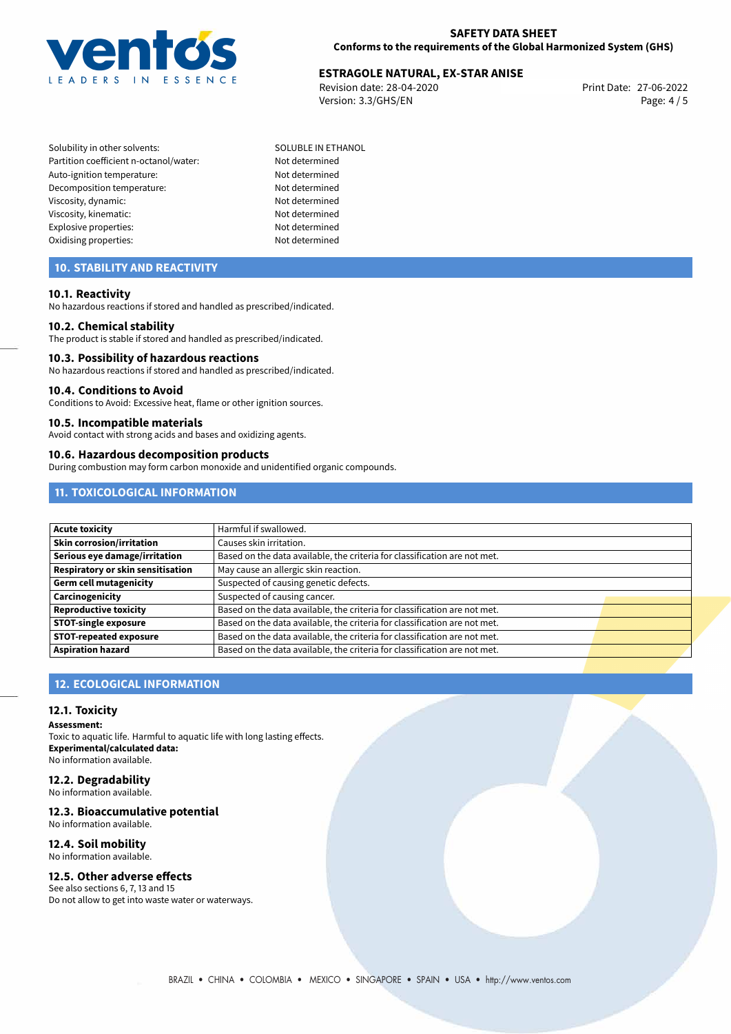| | |
|---|---|
| Solubility in other solvents: | SOLUBLE IN ETHANOL |
| Partition coefficient n-octanol/water: | Not determined |
| Auto-ignition temperature: | Not determined |
| Decomposition temperature: | Not determined |
| Viscosity, dynamic: | Not determined |
| Viscosity, kinematic: | Not determined |
| Explosive properties: | Not determined |
| Oxidising properties: | Not determined |

## 10. STABILITY AND REACTIVITY

### 10.1. Reactivity

No hazardous reactions if stored and handled as prescribed/indicated.

### 10.2. Chemical stability

The product is stable if stored and handled as prescribed/indicated.

### 10.3. Possibility of hazardous reactions

No hazardous reactions if stored and handled as prescribed/indicated.

### 10.4. Conditions to Avoid

Conditions to Avoid: Excessive heat, flame or other ignition sources.

### 10.5. Incompatible materials

Avoid contact with strong acids and bases and oxidizing agents.

### 10.6. Hazardous decomposition products

During combustion may form carbon monoxide and unidentified organic compounds.

## 11. TOXICOLOGICAL INFORMATION

| | |
|---|---|
| **Acute toxicity** | Harmful if swallowed. |
| **Skin corrosion/irritation** | Causes skin irritation. |
| **Serious eye damage/irritation** | Based on the data available, the criteria for classification are not met. |
| **Respiratory or skin sensitisation** | May cause an allergic skin reaction. |
| **Germ cell mutagenicity** | Suspected of causing genetic defects. |
| **Carcinogenicity** | Suspected of causing cancer. |
| **Reproductive toxicity** | Based on the data available, the criteria for classification are not met. |
| **STOT-single exposure** | Based on the data available, the criteria for classification are not met. |
| **STOT-repeated exposure** | Based on the data available, the criteria for classification are not met. |
| **Aspiration hazard** | Based on the data available, the criteria for classification are not met. |

## 12. ECOLOGICAL INFORMATION

### 12.1. Toxicity

**Assessment:**

Toxic to aquatic life. Harmful to aquatic life with long lasting effects.

**Experimental/calculated data:**

No information available.

### 12.2. Degradability

No information available.

### 12.3. Bioaccumulative potential

No information available.

### 12.4. Soil mobility

No information available.

### 12.5. Other adverse effects

See also sections 6, 7, 13 and 15

Do not allow to get into waste water or waterways.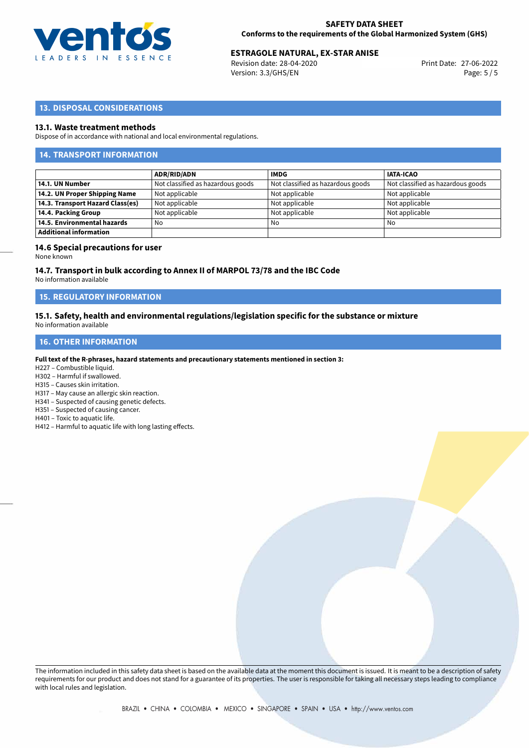## 13. DISPOSAL CONSIDERATIONS

### 13.1. Waste treatment methods

Dispose of in accordance with national and local environmental regulations.

## 14. TRANSPORT INFORMATION

| | ADR/RID/ADN | IMDG | IATA-ICAO |
|---|---|---|---|
| **14.1. UN Number** | Not classified as hazardous goods | Not classified as hazardous goods | Not classified as hazardous goods |
| **14.2. UN Proper Shipping Name** | Not applicable | Not applicable | Not applicable |
| **14.3. Transport Hazard Class(es)** | Not applicable | Not applicable | Not applicable |
| **14.4. Packing Group** | Not applicable | Not applicable | Not applicable |
| **14.5. Environmental hazards** | No | No | No |
| **Additional information** | | | |

### 14.6 Special precautions for user

None known

### 14.7. Transport in bulk according to Annex II of MARPOL 73/78 and the IBC Code

No information available

## 15. REGULATORY INFORMATION

### 15.1. Safety, health and environmental regulations/legislation specific for the substance or mixture

No information available

## 16. OTHER INFORMATION

**Full text of the R-phrases, hazard statements and precautionary statements mentioned in section 3:**

H227 – Combustible liquid.
H302 – Harmful if swallowed.
H315 – Causes skin irritation.
H317 – May cause an allergic skin reaction.
H341 – Suspected of causing genetic defects.
H351 – Suspected of causing cancer.
H401 – Toxic to aquatic life.
H412 – Harmful to aquatic life with long lasting effects.

The information included in this safety data sheet is based on the available data at the moment this document is issued. It is meant to be a description of safety requirements for our product and does not stand for a guarantee of its properties. The user is responsible for taking all necessary steps leading to compliance with local rules and legislation.